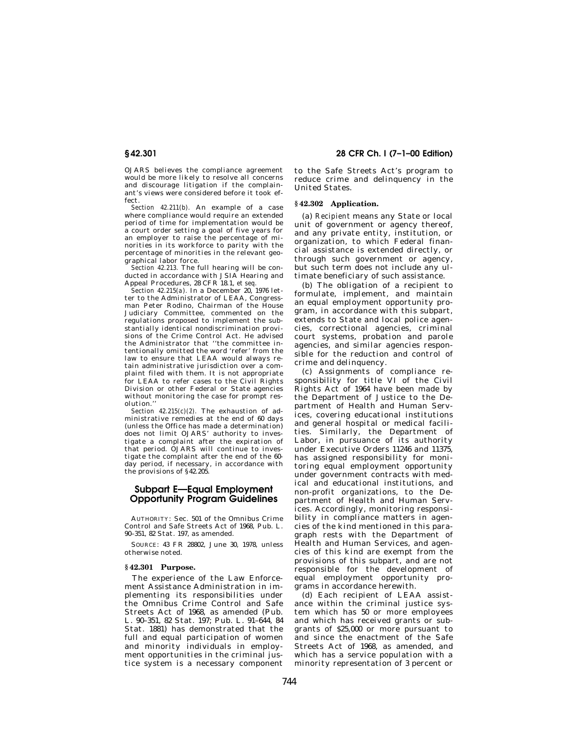OJARS believes the compliance agreement would be more likely to resolve all concerns and discourage litigation if the complainant's views were considered before it took effect.

*Section 42.211(b).* An example of a case where compliance would require an extended period of time for implementation would be a court order setting a goal of five years for an employer to raise the percentage of minorities in its workforce to parity with the percentage of minorities in the relevant geographical labor force.

*Section 42.213.* The full hearing will be conducted in accordance with JSIA Hearing and Appeal Procedures, 28 CFR 18.1, *et seq.*

*Section 42.215(a).* In a December 20, 1976 letter to the Administrator of LEAA, Congressman Peter Rodino, Chairman of the House Judiciary Committee, commented on the regulations proposed to implement the substantially identical nondiscrimination provisions of the Crime Control Act. He advised the Administrator that ''the committee intentionally omitted the word 'refer' from the law to ensure that LEAA would always retain administrative jurisdiction over a complaint filed with them. It is not appropriate for LEAA to refer cases to the Civil Rights Division or other Federal or State agencies without monitoring the case for prompt resolution.''

*Section 42.215(c)(2).* The exhaustion of administrative remedies at the end of 60 days (unless the Office has made a determination) does not limit OJARS' authority to investigate a complaint after the expiration of that period. OJARS will continue to investigate the complaint after the end of the 60-day period, if necessary, in accordance with the provisions of §42.205.

## Subpart E—Equal Employment Opportunity Program Guidelines

AUTHORITY: Sec. 501 of the Omnibus Crime Control and Safe Streets Act of 1968, Pub. L. 90–351, 82 Stat. 197, as amended.

SOURCE: 43 FR 28802, June 30, 1978, unless otherwise noted.

### § 42.301 Purpose.

The experience of the Law Enforcement Assistance Administration in implementing its responsibilities under the Omnibus Crime Control and Safe Streets Act of 1968, as amended (Pub. L. 90–351, 82 Stat. 197; Pub. L. 91–644, 84 Stat. 1881) has demonstrated that the full and equal participation of women and minority individuals in employment opportunities in the criminal justice system is a necessary component to the Safe Streets Act's program to reduce crime and delinquency in the United States.

### § 42.302 Application.

(a) *Recipient* means any State or local unit of government or agency thereof, and any private entity, institution, or organization, to which Federal financial assistance is extended directly, or through such government or agency, but such term does not include any ultimate beneficiary of such assistance.

(b) The obligation of a recipient to formulate, implement, and maintain an equal employment opportunity program, in accordance with this subpart, extends to State and local police agencies, correctional agencies, criminal court systems, probation and parole agencies, and similar agencies responsible for the reduction and control of crime and delinquency.

(c) Assignments of compliance responsibility for title VI of the Civil Rights Act of 1964 have been made by the Department of Justice to the Department of Health and Human Services, covering educational institutions and general hospital or medical facilities. Similarly, the Department of Labor, in pursuance of its authority under Executive Orders 11246 and 11375, has assigned responsibility for monitoring equal employment opportunity under government contracts with medical and educational institutions, and non-profit organizations, to the Department of Health and Human Services. Accordingly, monitoring responsibility in compliance matters in agencies of the kind mentioned in this paragraph rests with the Department of Health and Human Services, and agencies of this kind are exempt from the provisions of this subpart, and are not responsible for the development of equal employment opportunity programs in accordance herewith.

(d) Each recipient of LEAA assistance within the criminal justice system which has 50 or more employees and which has received grants or subgrants of $25,000 or more pursuant to and since the enactment of the Safe Streets Act of 1968, as amended, and which has a service population with a minority representation of 3 percent or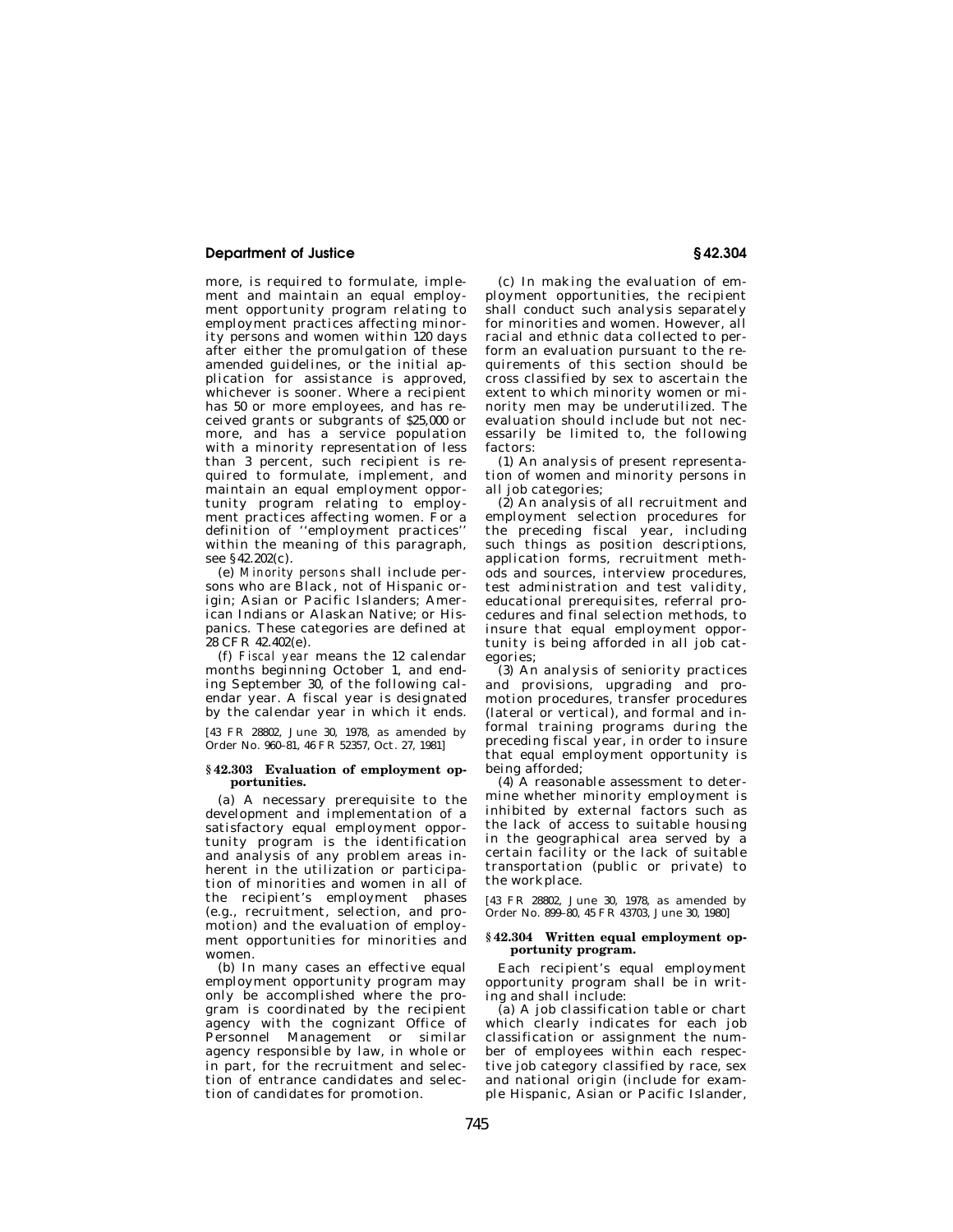more, is required to formulate, implement and maintain an equal employment opportunity program relating to employment practices affecting minority persons and women within 120 days after either the promulgation of these amended guidelines, or the initial application for assistance is approved, whichever is sooner. Where a recipient has 50 or more employees, and has received grants or subgrants of $25,000 or more, and has a service population with a minority representation of less than 3 percent, such recipient is required to formulate, implement, and maintain an equal employment opportunity program relating to employment practices affecting women. For a definition of ''employment practices'' within the meaning of this paragraph, see §42.202(c).

(e) *Minority persons* shall include persons who are Black, not of Hispanic origin; Asian or Pacific Islanders; American Indians or Alaskan Native; or Hispanics. These categories are defined at 28 CFR 42.402(e).

(f) *Fiscal year* means the 12 calendar months beginning October 1, and ending September 30, of the following calendar year. A fiscal year is designated by the calendar year in which it ends.

[43 FR 28802, June 30, 1978, as amended by Order No. 960–81, 46 FR 52357, Oct. 27, 1981]

### §42.303 Evaluation of employment opportunities.

(a) A necessary prerequisite to the development and implementation of a satisfactory equal employment opportunity program is the identification and analysis of any problem areas inherent in the utilization or participation of minorities and women in all of the recipient's employment phases (e.g., recruitment, selection, and promotion) and the evaluation of employment opportunities for minorities and women.

(b) In many cases an effective equal employment opportunity program may only be accomplished where the program is coordinated by the recipient agency with the cognizant Office of Personnel Management or similar agency responsible by law, in whole or in part, for the recruitment and selection of entrance candidates and selection of candidates for promotion.

(c) In making the evaluation of employment opportunities, the recipient shall conduct such analysis separately for minorities and women. However, all racial and ethnic data collected to perform an evaluation pursuant to the requirements of this section should be cross classified by sex to ascertain the extent to which minority women or minority men may be underutilized. The evaluation should include but not necessarily be limited to, the following factors:

(1) An analysis of present representation of women and minority persons in all job categories;

(2) An analysis of all recruitment and employment selection procedures for the preceding fiscal year, including such things as position descriptions, application forms, recruitment methods and sources, interview procedures, test administration and test validity, educational prerequisites, referral procedures and final selection methods, to insure that equal employment opportunity is being afforded in all job categories;

(3) An analysis of seniority practices and provisions, upgrading and promotion procedures, transfer procedures (lateral or vertical), and formal and informal training programs during the preceding fiscal year, in order to insure that equal employment opportunity is being afforded;

(4) A reasonable assessment to determine whether minority employment is inhibited by external factors such as the lack of access to suitable housing in the geographical area served by a certain facility or the lack of suitable transportation (public or private) to the workplace.

[43 FR 28802, June 30, 1978, as amended by Order No. 899–80, 45 FR 43703, June 30, 1980]

### §42.304 Written equal employment opportunity program.

Each recipient's equal employment opportunity program shall be in writing and shall include:

(a) A job classification table or chart which clearly indicates for each job classification or assignment the number of employees within each respective job category classified by race, sex and national origin (include for example Hispanic, Asian or Pacific Islander,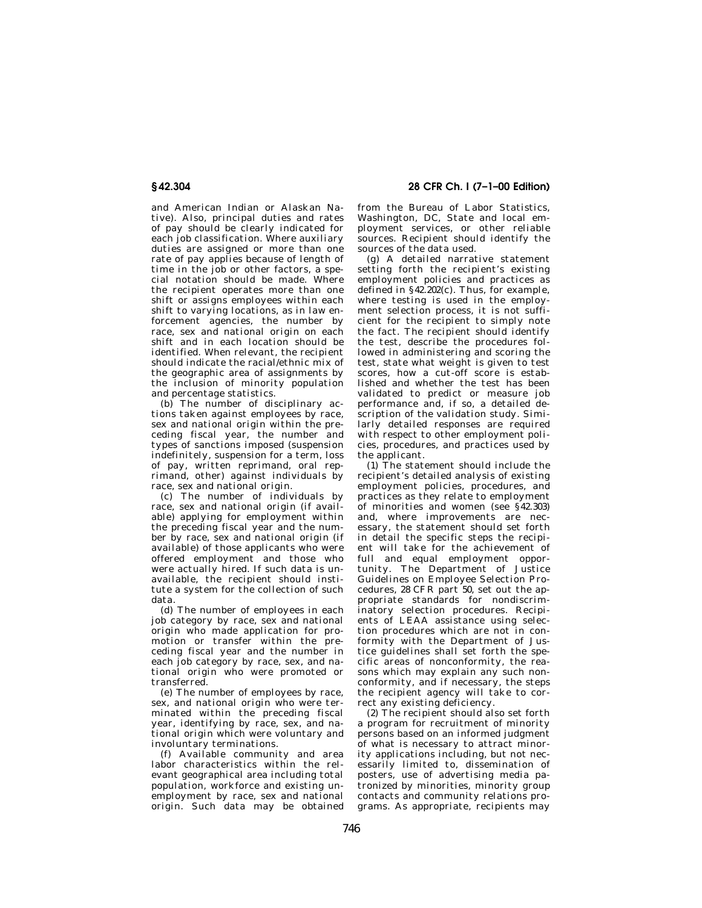and American Indian or Alaskan Native). Also, principal duties and rates of pay should be clearly indicated for each job classification. Where auxiliary duties are assigned or more than one rate of pay applies because of length of time in the job or other factors, a special notation should be made. Where the recipient operates more than one shift or assigns employees within each shift to varying locations, as in law enforcement agencies, the number by race, sex and national origin on each shift and in each location should be identified. When relevant, the recipient should indicate the racial/ethnic mix of the geographic area of assignments by the inclusion of minority population and percentage statistics.

(b) The number of disciplinary actions taken against employees by race, sex and national origin within the preceding fiscal year, the number and types of sanctions imposed (suspension indefinitely, suspension for a term, loss of pay, written reprimand, oral reprimand, other) against individuals by race, sex and national origin.

(c) The number of individuals by race, sex and national origin (if available) applying for employment within the preceding fiscal year and the number by race, sex and national origin (if available) of those applicants who were offered employment and those who were actually hired. If such data is unavailable, the recipient should institute a system for the collection of such data.

(d) The number of employees in each job category by race, sex and national origin who made application for promotion or transfer within the preceding fiscal year and the number in each job category by race, sex, and national origin who were promoted or transferred.

(e) The number of employees by race, sex, and national origin who were terminated within the preceding fiscal year, identifying by race, sex, and national origin which were voluntary and involuntary terminations.

(f) Available community and area labor characteristics within the relevant geographical area including total population, workforce and existing unemployment by race, sex and national origin. Such data may be obtained from the Bureau of Labor Statistics, Washington, DC, State and local employment services, or other reliable sources. Recipient should identify the sources of the data used.

(g) A detailed narrative statement setting forth the recipient's existing employment policies and practices as defined in §42.202(c). Thus, for example, where testing is used in the employment selection process, it is not sufficient for the recipient to simply note the fact. The recipient should identify the test, describe the procedures followed in administering and scoring the test, state what weight is given to test scores, how a cut-off score is established and whether the test has been validated to predict or measure job performance and, if so, a detailed description of the validation study. Similarly detailed responses are required with respect to other employment policies, procedures, and practices used by the applicant.

(1) The statement should include the recipient's detailed analysis of existing employment policies, procedures, and practices as they relate to employment of minorities and women (see §42.303) and, where improvements are necessary, the statement should set forth in detail the specific steps the recipient will take for the achievement of full and equal employment opportunity. The Department of Justice Guidelines on Employee Selection Procedures, 28 CFR part 50, set out the appropriate standards for nondiscriminatory selection procedures. Recipients of LEAA assistance using selection procedures which are not in conformity with the Department of Justice guidelines shall set forth the specific areas of nonconformity, the reasons which may explain any such nonconformity, and if necessary, the steps the recipient agency will take to correct any existing deficiency.

(2) The recipient should also set forth a program for recruitment of minority persons based on an informed judgment of what is necessary to attract minority applications including, but not necessarily limited to, dissemination of posters, use of advertising media patronized by minorities, minority group contacts and community relations programs. As appropriate, recipients may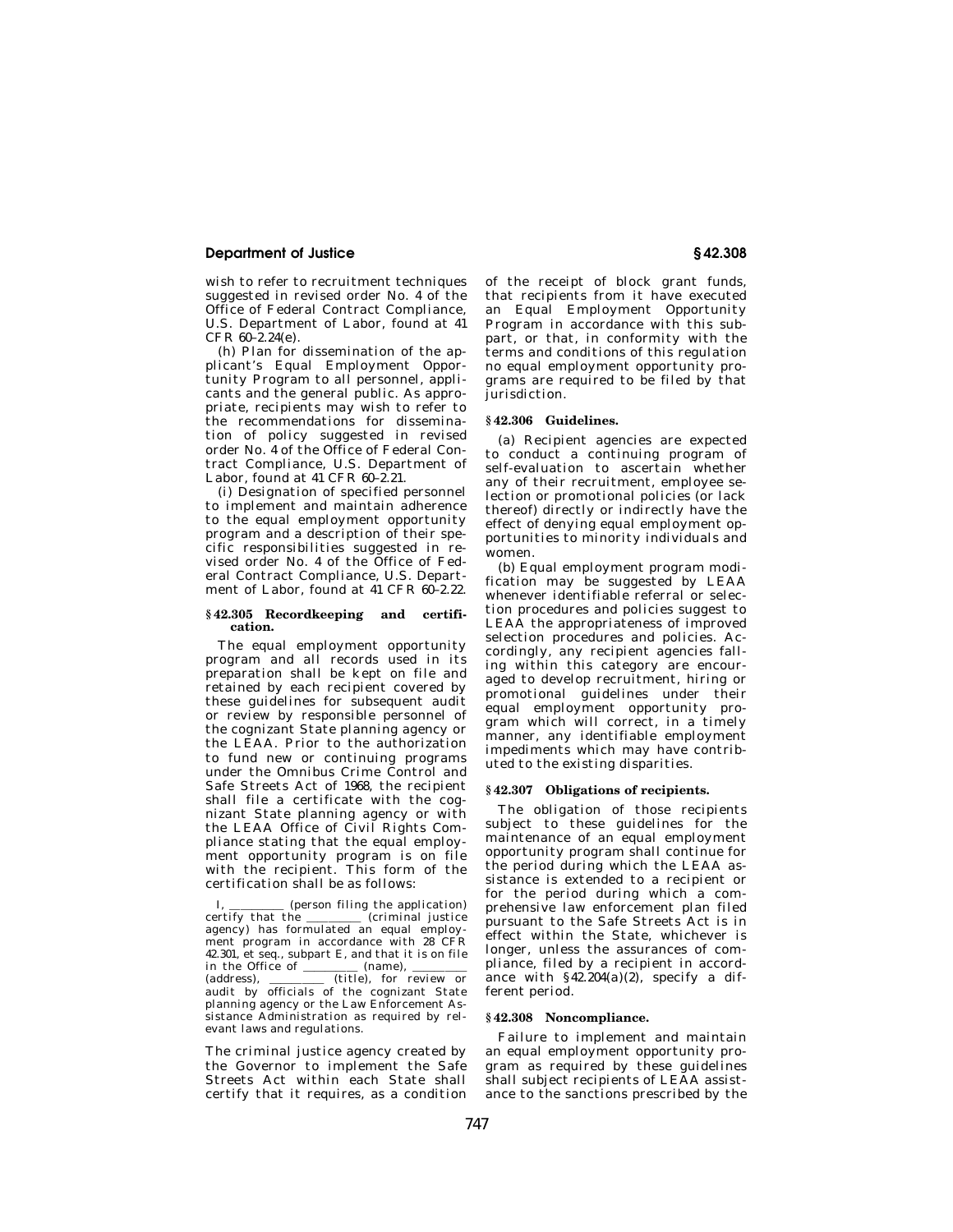wish to refer to recruitment techniques suggested in revised order No. 4 of the Office of Federal Contract Compliance, U.S. Department of Labor, found at 41 CFR 60–2.24(e).

(h) Plan for dissemination of the applicant's Equal Employment Opportunity Program to all personnel, applicants and the general public. As appropriate, recipients may wish to refer to the recommendations for dissemination of policy suggested in revised order No. 4 of the Office of Federal Contract Compliance, U.S. Department of Labor, found at 41 CFR 60–2.21.

(i) Designation of specified personnel to implement and maintain adherence to the equal employment opportunity program and a description of their specific responsibilities suggested in revised order No. 4 of the Office of Federal Contract Compliance, U.S. Department of Labor, found at 41 CFR 60–2.22.

### § 42.305 Recordkeeping and certification.

The equal employment opportunity program and all records used in its preparation shall be kept on file and retained by each recipient covered by these guidelines for subsequent audit or review by responsible personnel of the cognizant State planning agency or the LEAA. Prior to the authorization to fund new or continuing programs under the Omnibus Crime Control and Safe Streets Act of 1968, the recipient shall file a certificate with the cognizant State planning agency or with the LEAA Office of Civil Rights Compliance stating that the equal employment opportunity program is on file with the recipient. This form of the certification shall be as follows:

I, \_\_\_\_\_\_\_\_\_ (person filing the application) certify that the \_\_\_\_\_\_\_\_\_ (criminal justice agency) has formulated an equal employment program in accordance with 28 CFR 42.301, et seq., subpart E, and that it is on file in the Office of \_\_\_\_\_\_\_\_\_ (name), \_\_\_\_\_\_\_\_\_ (address), \_\_\_\_\_\_\_\_\_ (title), for review or audit by officials of the cognizant State planning agency or the Law Enforcement Assistance Administration as required by relevant laws and regulations.

The criminal justice agency created by the Governor to implement the Safe Streets Act within each State shall certify that it requires, as a condition of the receipt of block grant funds, that recipients from it have executed an Equal Employment Opportunity Program in accordance with this subpart, or that, in conformity with the terms and conditions of this regulation no equal employment opportunity programs are required to be filed by that jurisdiction.

### § 42.306 Guidelines.

(a) Recipient agencies are expected to conduct a continuing program of self-evaluation to ascertain whether any of their recruitment, employee selection or promotional policies (or lack thereof) directly or indirectly have the effect of denying equal employment opportunities to minority individuals and women.

(b) Equal employment program modification may be suggested by LEAA whenever identifiable referral or selection procedures and policies suggest to LEAA the appropriateness of improved selection procedures and policies. Accordingly, any recipient agencies falling within this category are encouraged to develop recruitment, hiring or promotional guidelines under their equal employment opportunity program which will correct, in a timely manner, any identifiable employment impediments which may have contributed to the existing disparities.

### § 42.307 Obligations of recipients.

The obligation of those recipients subject to these guidelines for the maintenance of an equal employment opportunity program shall continue for the period during which the LEAA assistance is extended to a recipient or for the period during which a comprehensive law enforcement plan filed pursuant to the Safe Streets Act is in effect within the State, whichever is longer, unless the assurances of compliance, filed by a recipient in accordance with § 42.204(a)(2), specify a different period.

### § 42.308 Noncompliance.

Failure to implement and maintain an equal employment opportunity program as required by these guidelines shall subject recipients of LEAA assistance to the sanctions prescribed by the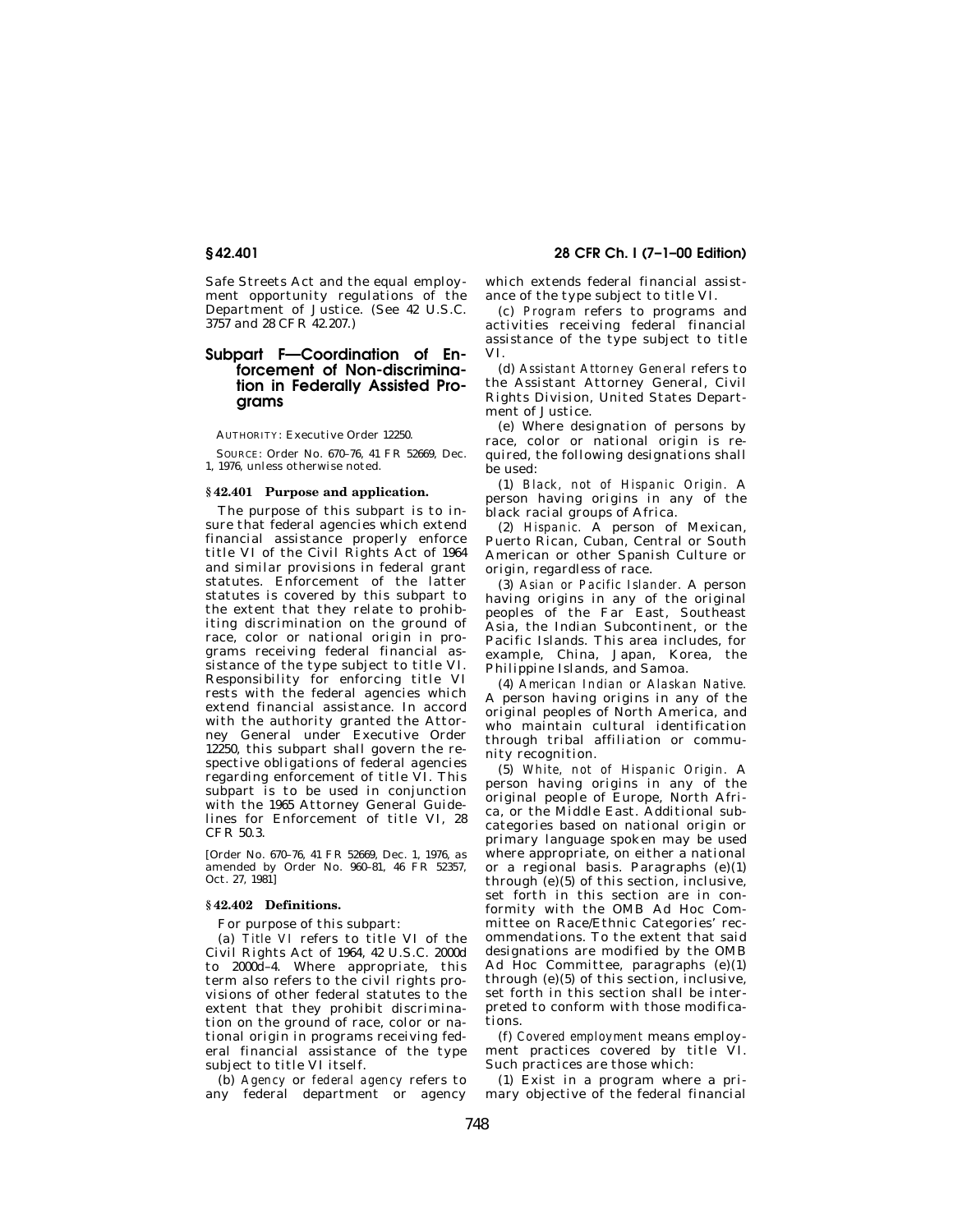Safe Streets Act and the equal employment opportunity regulations of the Department of Justice. (See 42 U.S.C. 3757 and 28 CFR 42.207.)

## Subpart F—Coordination of Enforcement of Non-discrimination in Federally Assisted Programs

AUTHORITY: Executive Order 12250.

SOURCE: Order No. 670–76, 41 FR 52669, Dec. 1, 1976, unless otherwise noted.

### § 42.401 Purpose and application.

The purpose of this subpart is to insure that federal agencies which extend financial assistance properly enforce title VI of the Civil Rights Act of 1964 and similar provisions in federal grant statutes. Enforcement of the latter statutes is covered by this subpart to the extent that they relate to prohibiting discrimination on the ground of race, color or national origin in programs receiving federal financial assistance of the type subject to title VI. Responsibility for enforcing title VI rests with the federal agencies which extend financial assistance. In accord with the authority granted the Attorney General under Executive Order 12250, this subpart shall govern the respective obligations of federal agencies regarding enforcement of title VI. This subpart is to be used in conjunction with the 1965 Attorney General Guidelines for Enforcement of title VI, 28 CFR 50.3.

[Order No. 670–76, 41 FR 52669, Dec. 1, 1976, as amended by Order No. 960–81, 46 FR 52357, Oct. 27, 1981]

### § 42.402 Definitions.

For purpose of this subpart:

(a) *Title VI* refers to title VI of the Civil Rights Act of 1964, 42 U.S.C. 2000d to 2000d–4. Where appropriate, this term also refers to the civil rights provisions of other federal statutes to the extent that they prohibit discrimination on the ground of race, color or national origin in programs receiving federal financial assistance of the type subject to title VI itself.

(b) *Agency* or *federal agency* refers to any federal department or agency which extends federal financial assistance of the type subject to title VI.

(c) *Program* refers to programs and activities receiving federal financial assistance of the type subject to title VI.

(d) *Assistant Attorney General* refers to the Assistant Attorney General, Civil Rights Division, United States Department of Justice.

(e) Where designation of persons by race, color or national origin is required, the following designations shall be used:

(1) *Black, not of Hispanic Origin.* A person having origins in any of the black racial groups of Africa.

(2) *Hispanic.* A person of Mexican, Puerto Rican, Cuban, Central or South American or other Spanish Culture or origin, regardless of race.

(3) *Asian or Pacific Islander.* A person having origins in any of the original peoples of the Far East, Southeast Asia, the Indian Subcontinent, or the Pacific Islands. This area includes, for example, China, Japan, Korea, the Philippine Islands, and Samoa.

(4) *American Indian or Alaskan Native.* A person having origins in any of the original peoples of North America, and who maintain cultural identification through tribal affiliation or community recognition.

(5) *White, not of Hispanic Origin.* A person having origins in any of the original people of Europe, North Africa, or the Middle East. Additional subcategories based on national origin or primary language spoken may be used where appropriate, on either a national or a regional basis. Paragraphs (e)(1) through (e)(5) of this section, inclusive, set forth in this section are in conformity with the OMB Ad Hoc Committee on Race/Ethnic Categories' recommendations. To the extent that said designations are modified by the OMB Ad Hoc Committee, paragraphs (e)(1) through (e)(5) of this section, inclusive, set forth in this section shall be interpreted to conform with those modifications.

(f) *Covered employment* means employment practices covered by title VI. Such practices are those which:

(1) Exist in a program where a primary objective of the federal financial